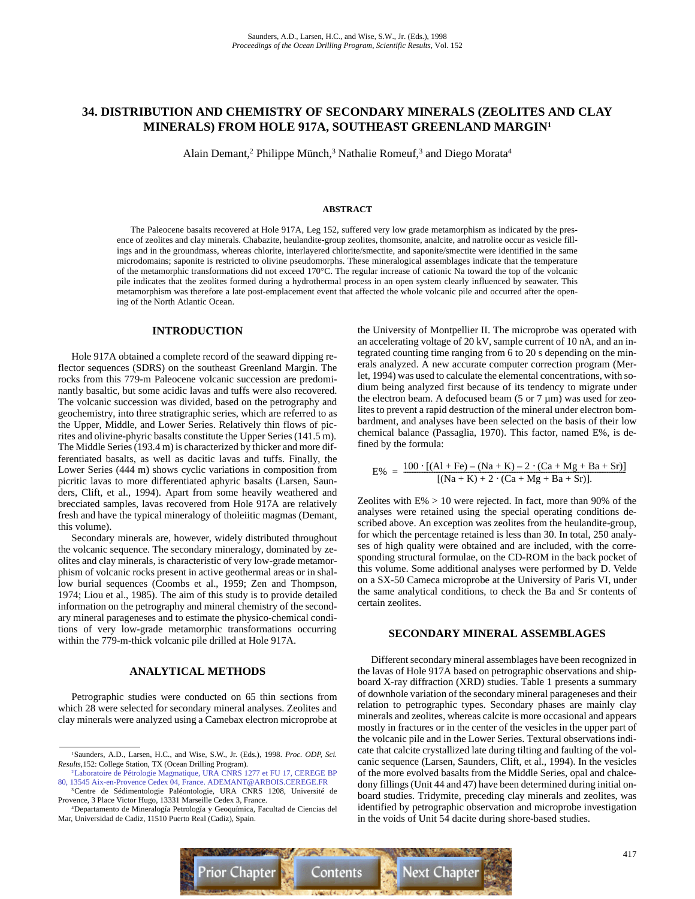# 34. DISTRIBUTION AND CHEMISTRY OF SECONDARY MINERALS (ZEOLITES AND CLAY MINERALS) FROM HOLE 917A, SOUTHEAST GREENLAND MARGIN[1]

Alain Demant,[2] Philippe Münch,[3] Nathalie Romeuf,[3] and Diego Morata[4]

## ABSTRACT

The Paleocene basalts recovered at Hole 917A, Leg 152, suffered very low grade metamorphism as indicated by the presence of zeolites and clay minerals. Chabazite, heulandite-group zeolites, thomsonite, analcite, and natrolite occur as vesicle fillings and in the groundmass, whereas chlorite, interlayered chlorite/smectite, and saponite/smectite were identified in the same microdomains; saponite is restricted to olivine pseudomorphs. These mineralogical assemblages indicate that the temperature of the metamorphic transformations did not exceed 170°C. The regular increase of cationic Na toward the top of the volcanic pile indicates that the zeolites formed during a hydrothermal process in an open system clearly influenced by seawater. This metamorphism was therefore a late post-emplacement event that affected the whole volcanic pile and occurred after the opening of the North Atlantic Ocean.

## INTRODUCTION

Hole 917A obtained a complete record of the seaward dipping reflector sequences (SDRS) on the southeast Greenland Margin. The rocks from this 779-m Paleocene volcanic succession are predominantly basaltic, but some acidic lavas and tuffs were also recovered. The volcanic succession was divided, based on the petrography and geochemistry, into three stratigraphic series, which are referred to as the Upper, Middle, and Lower Series. Relatively thin flows of picrites and olivine-phyric basalts constitute the Upper Series (141.5 m). The Middle Series (193.4 m) is characterized by thicker and more differentiated basalts, as well as dacitic lavas and tuffs. Finally, the Lower Series (444 m) shows cyclic variations in composition from picritic lavas to more differentiated aphyric basalts (Larsen, Saunders, Clift, et al., 1994). Apart from some heavily weathered and brecciated samples, lavas recovered from Hole 917A are relatively fresh and have the typical mineralogy of tholeiitic magmas (Demant, this volume).

Secondary minerals are, however, widely distributed throughout the volcanic sequence. The secondary mineralogy, dominated by zeolites and clay minerals, is characteristic of very low-grade metamorphism of volcanic rocks present in active geothermal areas or in shallow burial sequences (Coombs et al., 1959; Zen and Thompson, 1974; Liou et al., 1985). The aim of this study is to provide detailed information on the petrography and mineral chemistry of the secondary mineral parageneses and to estimate the physico-chemical conditions of very low-grade metamorphic transformations occurring within the 779-m-thick volcanic pile drilled at Hole 917A.

## ANALYTICAL METHODS

Petrographic studies were conducted on 65 thin sections from which 28 were selected for secondary mineral analyses. Zeolites and clay minerals were analyzed using a Camebax electron microprobe at the University of Montpellier II. The microprobe was operated with an accelerating voltage of 20 kV, sample current of 10 nA, and an integrated counting time ranging from 6 to 20 s depending on the minerals analyzed. A new accurate computer correction program (Merlet, 1994) was used to calculate the elemental concentrations, with sodium being analyzed first because of its tendency to migrate under the electron beam. A defocused beam (5 or 7 µm) was used for zeolites to prevent a rapid destruction of the mineral under electron bombardment, and analyses have been selected on the basis of their low chemical balance (Passaglia, 1970). This factor, named E%, is defined by the formula:

$$E\% = \frac{100 \cdot [(Al + Fe) - (Na + K) - 2 \cdot (Ca + Mg + Ba + Sr)]}{[(Na + K) + 2 \cdot (Ca + Mg + Ba + Sr)]}.$$

Zeolites with E% > 10 were rejected. In fact, more than 90% of the analyses were retained using the special operating conditions described above. An exception was zeolites from the heulandite-group, for which the percentage retained is less than 30. In total, 250 analyses of high quality were obtained and are included, with the corresponding structural formulae, on the CD-ROM in the back pocket of this volume. Some additional analyses were performed by D. Velde on a SX-50 Cameca microprobe at the University of Paris VI, under the same analytical conditions, to check the Ba and Sr contents of certain zeolites.

## SECONDARY MINERAL ASSEMBLAGES

Different secondary mineral assemblages have been recognized in the lavas of Hole 917A based on petrographic observations and shipboard X-ray diffraction (XRD) studies. Table 1 presents a summary of downhole variation of the secondary mineral parageneses and their relation to petrographic types. Secondary phases are mainly clay minerals and zeolites, whereas calcite is more occasional and appears mostly in fractures or in the center of the vesicles in the upper part of the volcanic pile and in the Lower Series. Textural observations indicate that calcite crystallized late during tilting and faulting of the volcanic sequence (Larsen, Saunders, Clift, et al., 1994). In the vesicles of the more evolved basalts from the Middle Series, opal and chalcedony fillings (Unit 44 and 47) have been determined during initial onboard studies. Tridymite, preceding clay minerals and zeolites, was identified by petrographic observation and microprobe investigation in the voids of Unit 54 dacite during shore-based studies.

---

[1] Saunders, A.D., Larsen, H.C., and Wise, S.W., Jr. (Eds.), 1998. *Proc. ODP, Sci. Results,* 152: College Station, TX (Ocean Drilling Program).

[2] Laboratoire de Pétrologie Magmatique, URA CNRS 1277 et FU 17, CEREGE BP 80, 13545 Aix-en-Provence Cedex 04, France. ADEMANT@ARBOIS.CEREGE.FR

[3] Centre de Sédimentologie Paléontologie, URA CNRS 1208, Université de Provence, 3 Place Victor Hugo, 13331 Marseille Cedex 3, France.

[4] Departamento de Mineralogía Petrología y Geoquímica, Facultad de Ciencias del Mar, Universidad de Cadiz, 11510 Puerto Real (Cadiz), Spain.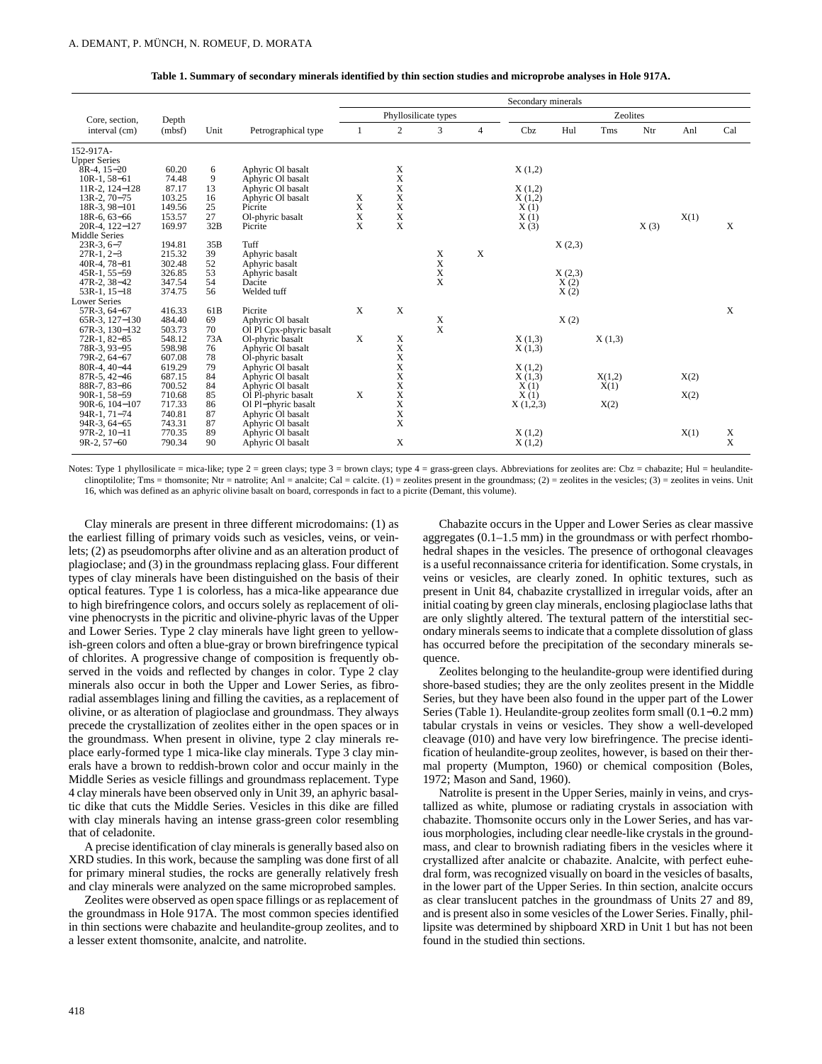**Table 1. Summary of secondary minerals identified by thin section studies and microprobe analyses in Hole 917A.**

| Core, section, interval (cm) | Depth (mbsf) | Unit | Petrographical type | Secondary minerals | | | | | | | | | |
|---|---|---|---|---|---|---|---|---|---|---|---|---|---|
| | | | | Phyllosilicate types | | | | Zeolites | | | | | |
| | | | | 1 | 2 | 3 | 4 | Cbz | Hul | Tms | Ntr | Anl | Cal |
| 152-917A- | | | | | | | | | | | | | |
| Upper Series | | | | | | | | | | | | | |
| 8R-4, 15−20 | 60.20 | 6 | Aphyric Ol basalt | | X | | | X (1,2) | | | | | |
| 10R-1, 58−61 | 74.48 | 9 | Aphyric Ol basalt | | X | | | | | | | | |
| 11R-2, 124−128 | 87.17 | 13 | Aphyric Ol basalt | | X | | | X (1,2) | | | | | |
| 13R-2, 70−75 | 103.25 | 16 | Aphyric Ol basalt | X | X | | | X (1,2) | | | | | |
| 18R-3, 98−101 | 149.56 | 25 | Picrite | X | X | | | X (1) | | | | | |
| 18R-6, 63−66 | 153.57 | 27 | Ol-phyric basalt | X | X | | | X (1) | | | | X(1) | |
| 20R-4, 122−127 | 169.97 | 32B | Picrite | X | X | | | X (3) | | | X (3) | | X |
| Middle Series | | | | | | | | | | | | | |
| 23R-3, 6−7 | 194.81 | 35B | Tuff | | | | | | X (2,3) | | | | |
| 27R-1, 2−3 | 215.32 | 39 | Aphyric basalt | | | X | X | | | | | | |
| 40R-4, 78−81 | 302.48 | 52 | Aphyric basalt | | | X | | | | | | | |
| 45R-1, 55−59 | 326.85 | 53 | Aphyric basalt | | | X | | | X (2,3) | | | | |
| 47R-2, 38−42 | 347.54 | 54 | Dacite | | | X | | | X (2) | | | | |
| 53R-1, 15−18 | 374.75 | 56 | Welded tuff | | | | | | X (2) | | | | |
| Lower Series | | | | | | | | | | | | | |
| 57R-3, 64−67 | 416.33 | 61B | Picrite | X | X | | | | | | | | X |
| 65R-3, 127−130 | 484.40 | 69 | Aphyric Ol basalt | | | X | | | X (2) | | | | |
| 67R-3, 130−132 | 503.73 | 70 | Ol Pl Cpx-phyric basalt | | | X | | | | | | | |
| 72R-1, 82−85 | 548.12 | 73A | Ol-phyric basalt | X | X | | | X (1,3) | | X (1,3) | | | |
| 78R-3, 93−95 | 598.98 | 76 | Aphyric Ol basalt | | X | | | X (1,3) | | | | | |
| 79R-2, 64−67 | 607.08 | 78 | Ol-phyric basalt | | X | | | | | | | | |
| 80R-4, 40−44 | 619.29 | 79 | Aphyric Ol basalt | | X | | | X (1,2) | | | | | |
| 87R-5, 42−46 | 687.15 | 84 | Aphyric Ol basalt | | X | | | X (1,3) | | X(1,2) | | X(2) | |
| 88R-7, 83−86 | 700.52 | 84 | Aphyric Ol basalt | | X | | | X (1) | | X(1) | | | |
| 90R-1, 58−59 | 710.68 | 85 | Ol Pl-phyric basalt | X | X | | | X (1) | | | | X(2) | |
| 90R-6, 104−107 | 717.33 | 86 | Ol Pl−phyric basalt | | X | | | X (1,2,3) | | X(2) | | | |
| 94R-1, 71−74 | 740.81 | 87 | Aphyric Ol basalt | | X | | | | | | | | |
| 94R-3, 64−65 | 743.31 | 87 | Aphyric Ol basalt | | X | | | | | | | | |
| 97R-2, 10−11 | 770.35 | 89 | Aphyric Ol basalt | | | | | X (1,2) | | | | X(1) | X |
| 9R-2, 57−60 | 790.34 | 90 | Aphyric Ol basalt | | X | | | X (1,2) | | | | | X |

Notes: Type 1 phyllosilicate = mica-like; type 2 = green clays; type 3 = brown clays; type 4 = grass-green clays. Abbreviations for zeolites are: Cbz = chabazite; Hul = heulandite-clinoptilolite; Tms = thomsonite; Ntr = natrolite; Anl = analcite; Cal = calcite. (1) = zeolites present in the groundmass; (2) = zeolites in the vesicles; (3) = zeolites in veins. Unit 16, which was defined as an aphyric olivine basalt on board, corresponds in fact to a picrite (Demant, this volume).

Clay minerals are present in three different microdomains: (1) as the earliest filling of primary voids such as vesicles, veins, or veinlets; (2) as pseudomorphs after olivine and as an alteration product of plagioclase; and (3) in the groundmass replacing glass. Four different types of clay minerals have been distinguished on the basis of their optical features. Type 1 is colorless, has a mica-like appearance due to high birefringence colors, and occurs solely as replacement of olivine phenocrysts in the picritic and olivine-phyric lavas of the Upper and Lower Series. Type 2 clay minerals have light green to yellowish-green colors and often a blue-gray or brown birefringence typical of chlorites. A progressive change of composition is frequently observed in the voids and reflected by changes in color. Type 2 clay minerals also occur in both the Upper and Lower Series, as fibroradial assemblages lining and filling the cavities, as a replacement of olivine, or as alteration of plagioclase and groundmass. They always precede the crystallization of zeolites either in the open spaces or in the groundmass. When present in olivine, type 2 clay minerals replace early-formed type 1 mica-like clay minerals. Type 3 clay minerals have a brown to reddish-brown color and occur mainly in the Middle Series as vesicle fillings and groundmass replacement. Type 4 clay minerals have been observed only in Unit 39, an aphyric basaltic dike that cuts the Middle Series. Vesicles in this dike are filled with clay minerals having an intense grass-green color resembling that of celadonite.

A precise identification of clay minerals is generally based also on XRD studies. In this work, because the sampling was done first of all for primary mineral studies, the rocks are generally relatively fresh and clay minerals were analyzed on the same microprobed samples.

Zeolites were observed as open space fillings or as replacement of the groundmass in Hole 917A. The most common species identified in thin sections were chabazite and heulandite-group zeolites, and to a lesser extent thomsonite, analcite, and natrolite.

Chabazite occurs in the Upper and Lower Series as clear massive aggregates (0.1–1.5 mm) in the groundmass or with perfect rhombohedral shapes in the vesicles. The presence of orthogonal cleavages is a useful reconnaissance criteria for identification. Some crystals, in veins or vesicles, are clearly zoned. In ophitic textures, such as present in Unit 84, chabazite crystallized in irregular voids, after an initial coating by green clay minerals, enclosing plagioclase laths that are only slightly altered. The textural pattern of the interstitial secondary minerals seems to indicate that a complete dissolution of glass has occurred before the precipitation of the secondary minerals sequence.

Zeolites belonging to the heulandite-group were identified during shore-based studies; they are the only zeolites present in the Middle Series, but they have been also found in the upper part of the Lower Series (Table 1). Heulandite-group zeolites form small (0.1−0.2 mm) tabular crystals in veins or vesicles. They show a well-developed cleavage (010) and have very low birefringence. The precise identification of heulandite-group zeolites, however, is based on their thermal property (Mumpton, 1960) or chemical composition (Boles, 1972; Mason and Sand, 1960).

Natrolite is present in the Upper Series, mainly in veins, and crystallized as white, plumose or radiating crystals in association with chabazite. Thomsonite occurs only in the Lower Series, and has various morphologies, including clear needle-like crystals in the groundmass, and clear to brownish radiating fibers in the vesicles where it crystallized after analcite or chabazite. Analcite, with perfect euhedral form, was recognized visually on board in the vesicles of basalts, in the lower part of the Upper Series. In thin section, analcite occurs as clear translucent patches in the groundmass of Units 27 and 89, and is present also in some vesicles of the Lower Series. Finally, phillipsite was determined by shipboard XRD in Unit 1 but has not been found in the studied thin sections.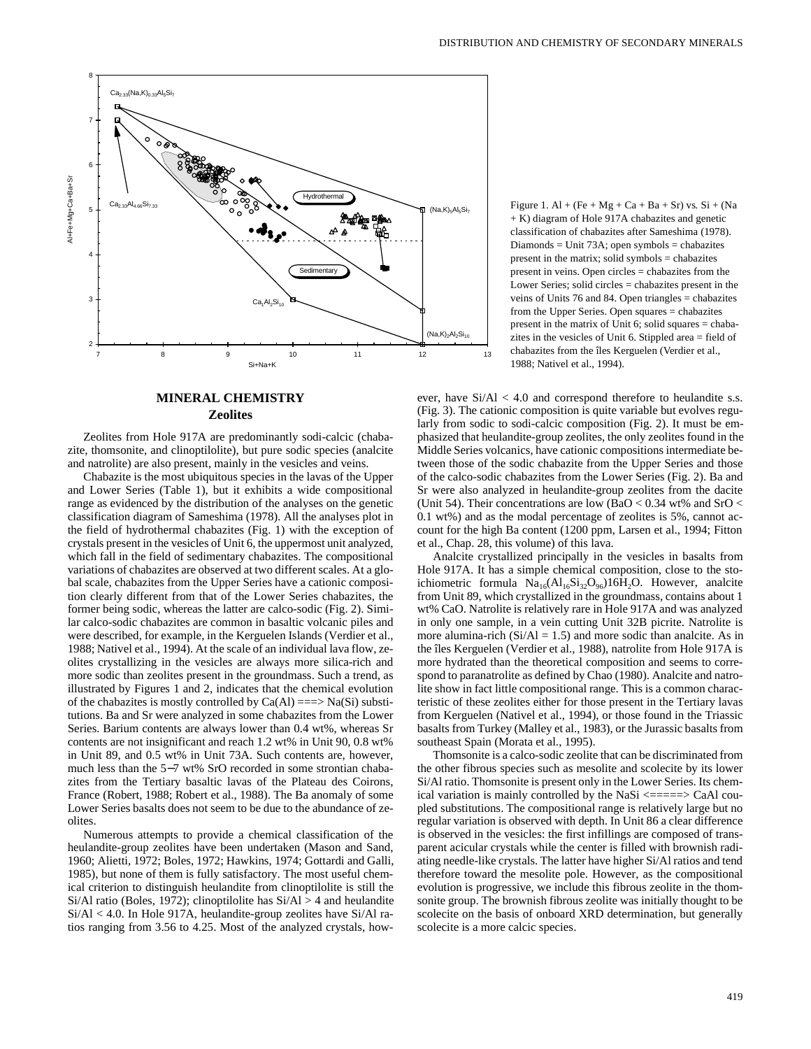Figure 1. Al + (Fe + Mg + Ca + Ba + Sr) vs. Si + (Na + K) diagram of Hole 917A chabazites and genetic classification of chabazites after Sameshima (1978). Diamonds = Unit 73A; open symbols = chabazites present in the matrix; solid symbols = chabazites present in veins. Open circles = chabazites from the Lower Series; solid circles = chabazites present in the veins of Units 76 and 84. Open triangles = chabazites from the Upper Series. Open squares = chabazites present in the matrix of Unit 6; solid squares = chabazites in the vesicles of Unit 6. Stippled area = field of chabazites from the îles Kerguelen (Verdier et al., 1988; Nativel et al., 1994).

## MINERAL CHEMISTRY

### Zeolites

Zeolites from Hole 917A are predominantly sodi-calcic (chabazite, thomsonite, and clinoptilolite), but pure sodic species (analcite and natrolite) are also present, mainly in the vesicles and veins.

Chabazite is the most ubiquitous species in the lavas of the Upper and Lower Series (Table 1), but it exhibits a wide compositional range as evidenced by the distribution of the analyses on the genetic classification diagram of Sameshima (1978). All the analyses plot in the field of hydrothermal chabazites (Fig. 1) with the exception of crystals present in the vesicles of Unit 6, the uppermost unit analyzed, which fall in the field of sedimentary chabazites. The compositional variations of chabazites are observed at two different scales. At a global scale, chabazites from the Upper Series have a cationic composition clearly different from that of the Lower Series chabazites, the former being sodic, whereas the latter are calco-sodic (Fig. 2). Similar calco-sodic chabazites are common in basaltic volcanic piles and were described, for example, in the Kerguelen Islands (Verdier et al., 1988; Nativel et al., 1994). At the scale of an individual lava flow, zeolites crystallizing in the vesicles are always more silica-rich and more sodic than zeolites present in the groundmass. Such a trend, as illustrated by Figures 1 and 2, indicates that the chemical evolution of the chabazites is mostly controlled by Ca(Al) ===> Na(Si) substitutions. Ba and Sr were analyzed in some chabazites from the Lower Series. Barium contents are always lower than 0.4 wt%, whereas Sr contents are not insignificant and reach 1.2 wt% in Unit 90, 0.8 wt% in Unit 89, and 0.5 wt% in Unit 73A. Such contents are, however, much less than the 5−7 wt% SrO recorded in some strontian chabazites from the Tertiary basaltic lavas of the Plateau des Coirons, France (Robert, 1988; Robert et al., 1988). The Ba anomaly of some Lower Series basalts does not seem to be due to the abundance of zeolites.

Numerous attempts to provide a chemical classification of the heulandite-group zeolites have been undertaken (Mason and Sand, 1960; Alietti, 1972; Boles, 1972; Hawkins, 1974; Gottardi and Galli, 1985), but none of them is fully satisfactory. The most useful chemical criterion to distinguish heulandite from clinoptilolite is still the Si/Al ratio (Boles, 1972); clinoptilolite has Si/Al > 4 and heulandite Si/Al < 4.0. In Hole 917A, heulandite-group zeolites have Si/Al ratios ranging from 3.56 to 4.25. Most of the analyzed crystals, however, have Si/Al < 4.0 and correspond therefore to heulandite s.s. (Fig. 3). The cationic composition is quite variable but evolves regularly from sodic to sodi-calcic composition (Fig. 2). It must be emphasized that heulandite-group zeolites, the only zeolites found in the Middle Series volcanics, have cationic compositions intermediate between those of the sodic chabazite from the Upper Series and those of the calco-sodic chabazites from the Lower Series (Fig. 2). Ba and Sr were also analyzed in heulandite-group zeolites from the dacite (Unit 54). Their concentrations are low (BaO < 0.34 wt% and SrO < 0.1 wt%) and as the modal percentage of zeolites is 5%, cannot account for the high Ba content (1200 ppm, Larsen et al., 1994; Fitton et al., Chap. 28, this volume) of this lava.

Analcite crystallized principally in the vesicles in basalts from Hole 917A. It has a simple chemical composition, close to the stoichiometric formula $Na_{16}(Al_{16}Si_{32}O_{96})16H_2O$. However, analcite from Unit 89, which crystallized in the groundmass, contains about 1 wt% CaO. Natrolite is relatively rare in Hole 917A and was analyzed in only one sample, in a vein cutting Unit 32B picrite. Natrolite is more alumina-rich (Si/Al = 1.5) and more sodic than analcite. As in the îles Kerguelen (Verdier et al., 1988), natrolite from Hole 917A is more hydrated than the theoretical composition and seems to correspond to paranatrolite as defined by Chao (1980). Analcite and natrolite show in fact little compositional range. This is a common characteristic of these zeolites either for those present in the Tertiary lavas from Kerguelen (Nativel et al., 1994), or those found in the Triassic basalts from Turkey (Malley et al., 1983), or the Jurassic basalts from southeast Spain (Morata et al., 1995).

Thomsonite is a calco-sodic zeolite that can be discriminated from the other fibrous species such as mesolite and scolecite by its lower Si/Al ratio. Thomsonite is present only in the Lower Series. Its chemical variation is mainly controlled by the NaSi <=====> CaAl coupled substitutions. The compositional range is relatively large but no regular variation is observed with depth. In Unit 86 a clear difference is observed in the vesicles: the first infillings are composed of transparent acicular crystals while the center is filled with brownish radiating needle-like crystals. The latter have higher Si/Al ratios and tend therefore toward the mesolite pole. However, as the compositional evolution is progressive, we include this fibrous zeolite in the thomsonite group. The brownish fibrous zeolite was initially thought to be scolecite on the basis of onboard XRD determination, but generally scolecite is a more calcic species.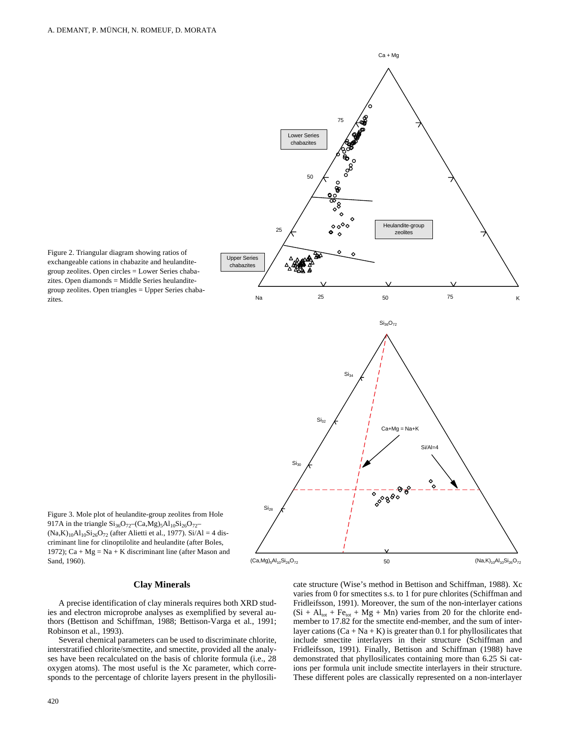Figure 2. Triangular diagram showing ratios of exchangeable cations in chabazite and heulandite-group zeolites. Open circles = Lower Series chabazites. Open diamonds = Middle Series heulandite-group zeolites. Open triangles = Upper Series chabazites.

Figure 3. Mole plot of heulandite-group zeolites from Hole 917A in the triangle $Si_{36}O_{72}$–$(Ca,Mg)_5Al_{10}Si_{26}O_{72}$–$(Na,K)_{10}Al_{10}Si_{26}O_{72}$ (after Alietti et al., 1977). Si/Al = 4 discriminant line for clinoptilolite and heulandite (after Boles, 1972); Ca + Mg = Na + K discriminant line (after Mason and Sand, 1960).

## Clay Minerals

A precise identification of clay minerals requires both XRD studies and electron microprobe analyses as exemplified by several authors (Bettison and Schiffman, 1988; Bettison-Varga et al., 1991; Robinson et al., 1993).

Several chemical parameters can be used to discriminate chlorite, interstratified chlorite/smectite, and smectite, provided all the analyses have been recalculated on the basis of chlorite formula (i.e., 28 oxygen atoms). The most useful is the Xc parameter, which corresponds to the percentage of chlorite layers present in the phyllosilicate structure (Wise's method in Bettison and Schiffman, 1988). Xc varies from 0 for smectites s.s. to 1 for pure chlorites (Schiffman and Fridleifsson, 1991). Moreover, the sum of the non-interlayer cations ($Si + Al_{tot} + Fe_{tot} + Mg + Mn$) varies from 20 for the chlorite end-member to 17.82 for the smectite end-member, and the sum of interlayer cations ($Ca + Na + K$) is greater than 0.1 for phyllosilicates that include smectite interlayers in their structure (Schiffman and Fridleifsson, 1991). Finally, Bettison and Schiffman (1988) have demonstrated that phyllosilicates containing more than 6.25 Si cations per formula unit include smectite interlayers in their structure. These different poles are classically represented on a non-interlayer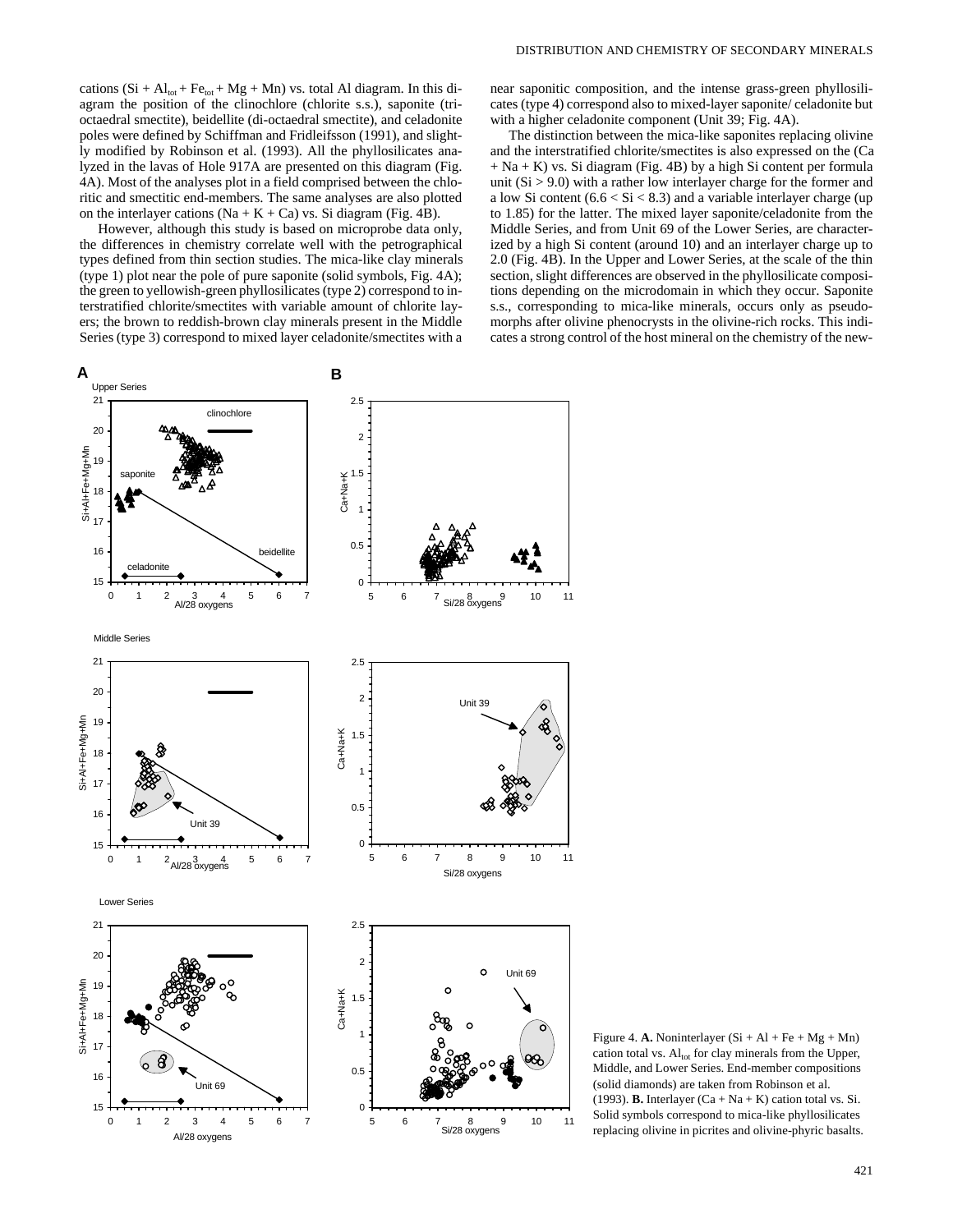cations ($Si + Al_{tot} + Fe_{tot} + Mg + Mn$) vs. total Al diagram. In this diagram the position of the clinochlore (chlorite s.s.), saponite (trioctaedral smectite), beidellite (di-octaedral smectite), and celadonite poles were defined by Schiffman and Fridleifsson (1991), and slightly modified by Robinson et al. (1993). All the phyllosilicates analyzed in the lavas of Hole 917A are presented on this diagram (Fig. 4A). Most of the analyses plot in a field comprised between the chloritic and smectitic end-members. The same analyses are also plotted on the interlayer cations ($Na + K + Ca$) vs. Si diagram (Fig. 4B).

However, although this study is based on microprobe data only, the differences in chemistry correlate well with the petrographical types defined from thin section studies. The mica-like clay minerals (type 1) plot near the pole of pure saponite (solid symbols, Fig. 4A); the green to yellowish-green phyllosilicates (type 2) correspond to interstratified chlorite/smectites with variable amount of chlorite layers; the brown to reddish-brown clay minerals present in the Middle Series (type 3) correspond to mixed layer celadonite/smectites with a near saponitic composition, and the intense grass-green phyllosilicates (type 4) correspond also to mixed-layer saponite/ celadonite but with a higher celadonite component (Unit 39; Fig. 4A).

The distinction between the mica-like saponites replacing olivine and the interstratified chlorite/smectites is also expressed on the ($Ca + Na + K$) vs. Si diagram (Fig. 4B) by a high Si content per formula unit ($Si > 9.0$) with a rather low interlayer charge for the former and a low Si content ($6.6 < Si < 8.3$) and a variable interlayer charge (up to 1.85) for the latter. The mixed layer saponite/celadonite from the Middle Series, and from Unit 69 of the Lower Series, are characterized by a high Si content (around 10) and an interlayer charge up to 2.0 (Fig. 4B). In the Upper and Lower Series, at the scale of the thin section, slight differences are observed in the phyllosilicate compositions depending on the microdomain in which they occur. Saponite s.s., corresponding to mica-like minerals, occurs only as pseudomorphs after olivine phenocrysts in the olivine-rich rocks. This indicates a strong control of the host mineral on the chemistry of the new-

Figure 4. **A.** Noninterlayer ($Si + Al + Fe + Mg + Mn$) cation total vs. $Al_{tot}$ for clay minerals from the Upper, Middle, and Lower Series. End-member compositions (solid diamonds) are taken from Robinson et al. (1993). **B.** Interlayer ($Ca + Na + K$) cation total vs. Si. Solid symbols correspond to mica-like phyllosilicates replacing olivine in picrites and olivine-phyric basalts.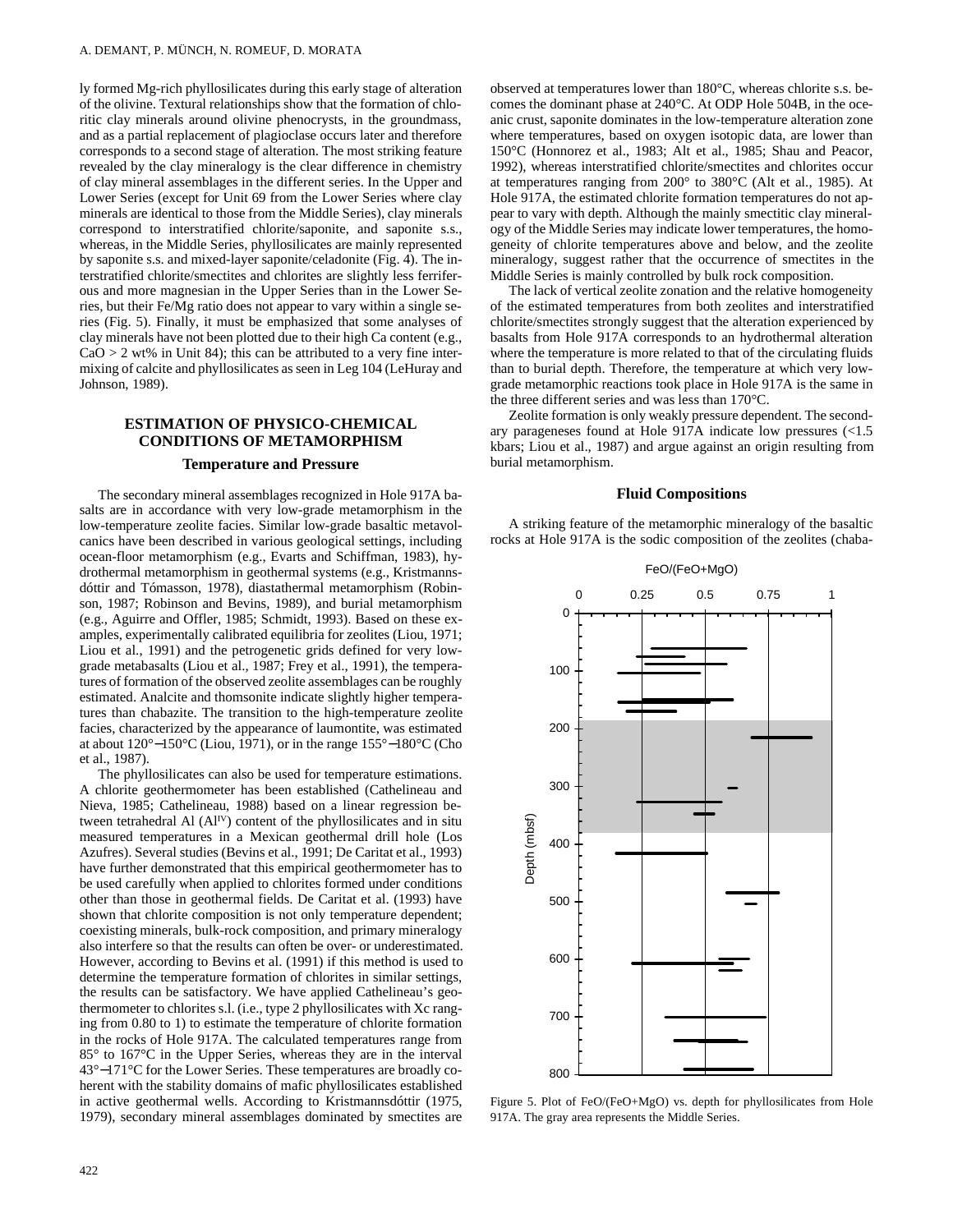ly formed Mg-rich phyllosilicates during this early stage of alteration of the olivine. Textural relationships show that the formation of chloritic clay minerals around olivine phenocrysts, in the groundmass, and as a partial replacement of plagioclase occurs later and therefore corresponds to a second stage of alteration. The most striking feature revealed by the clay mineralogy is the clear difference in chemistry of clay mineral assemblages in the different series. In the Upper and Lower Series (except for Unit 69 from the Lower Series where clay minerals are identical to those from the Middle Series), clay minerals correspond to interstratified chlorite/saponite, and saponite s.s., whereas, in the Middle Series, phyllosilicates are mainly represented by saponite s.s. and mixed-layer saponite/celadonite (Fig. 4). The interstratified chlorite/smectites and chlorites are slightly less ferriferous and more magnesian in the Upper Series than in the Lower Series, but their Fe/Mg ratio does not appear to vary within a single series (Fig. 5). Finally, it must be emphasized that some analyses of clay minerals have not been plotted due to their high Ca content (e.g., CaO > 2 wt% in Unit 84); this can be attributed to a very fine intermixing of calcite and phyllosilicates as seen in Leg 104 (LeHuray and Johnson, 1989).

## ESTIMATION OF PHYSICO-CHEMICAL CONDITIONS OF METAMORPHISM

### Temperature and Pressure

The secondary mineral assemblages recognized in Hole 917A basalts are in accordance with very low-grade metamorphism in the low-temperature zeolite facies. Similar low-grade basaltic metavolcanics have been described in various geological settings, including ocean-floor metamorphism (e.g., Evarts and Schiffman, 1983), hydrothermal metamorphism in geothermal systems (e.g., Kristmannsdóttir and Tómasson, 1978), diastathermal metamorphism (Robinson, 1987; Robinson and Bevins, 1989), and burial metamorphism (e.g., Aguirre and Offler, 1985; Schmidt, 1993). Based on these examples, experimentally calibrated equilibria for zeolites (Liou, 1971; Liou et al., 1991) and the petrogenetic grids defined for very low-grade metabasalts (Liou et al., 1987; Frey et al., 1991), the temperatures of formation of the observed zeolite assemblages can be roughly estimated. Analcite and thomsonite indicate slightly higher temperatures than chabazite. The transition to the high-temperature zeolite facies, characterized by the appearance of laumontite, was estimated at about 120°−150°C (Liou, 1971), or in the range 155°−180°C (Cho et al., 1987).

The phyllosilicates can also be used for temperature estimations. A chlorite geothermometer has been established (Cathelineau and Nieva, 1985; Cathelineau, 1988) based on a linear regression between tetrahedral Al ($Al^{IV}$) content of the phyllosilicates and in situ measured temperatures in a Mexican geothermal drill hole (Los Azufres). Several studies (Bevins et al., 1991; De Caritat et al., 1993) have further demonstrated that this empirical geothermometer has to be used carefully when applied to chlorites formed under conditions other than those in geothermal fields. De Caritat et al. (1993) have shown that chlorite composition is not only temperature dependent; coexisting minerals, bulk-rock composition, and primary mineralogy also interfere so that the results can often be over- or underestimated. However, according to Bevins et al. (1991) if this method is used to determine the temperature formation of chlorites in similar settings, the results can be satisfactory. We have applied Cathelineau's geothermometer to chlorites s.l. (i.e., type 2 phyllosilicates with Xc ranging from 0.80 to 1) to estimate the temperature of chlorite formation in the rocks of Hole 917A. The calculated temperatures range from 85° to 167°C in the Upper Series, whereas they are in the interval 43°−171°C for the Lower Series. These temperatures are broadly coherent with the stability domains of mafic phyllosilicates established in active geothermal wells. According to Kristmannsdóttir (1975, 1979), secondary mineral assemblages dominated by smectites are observed at temperatures lower than 180°C, whereas chlorite s.s. becomes the dominant phase at 240°C. At ODP Hole 504B, in the oceanic crust, saponite dominates in the low-temperature alteration zone where temperatures, based on oxygen isotopic data, are lower than 150°C (Honnorez et al., 1983; Alt et al., 1985; Shau and Peacor, 1992), whereas interstratified chlorite/smectites and chlorites occur at temperatures ranging from 200° to 380°C (Alt et al., 1985). At Hole 917A, the estimated chlorite formation temperatures do not appear to vary with depth. Although the mainly smectitic clay mineralogy of the Middle Series may indicate lower temperatures, the homogeneity of chlorite temperatures above and below, and the zeolite mineralogy, suggest rather that the occurrence of smectites in the Middle Series is mainly controlled by bulk rock composition.

The lack of vertical zeolite zonation and the relative homogeneity of the estimated temperatures from both zeolites and interstratified chlorite/smectites strongly suggest that the alteration experienced by basalts from Hole 917A corresponds to an hydrothermal alteration where the temperature is more related to that of the circulating fluids than to burial depth. Therefore, the temperature at which very low-grade metamorphic reactions took place in Hole 917A is the same in the three different series and was less than 170°C.

Zeolite formation is only weakly pressure dependent. The secondary parageneses found at Hole 917A indicate low pressures (<1.5 kbars; Liou et al., 1987) and argue against an origin resulting from burial metamorphism.

### Fluid Compositions

A striking feature of the metamorphic mineralogy of the basaltic rocks at Hole 917A is the sodic composition of the zeolites (chaba-

Figure 5. Plot of FeO/(FeO+MgO) vs. depth for phyllosilicates from Hole 917A. The gray area represents the Middle Series.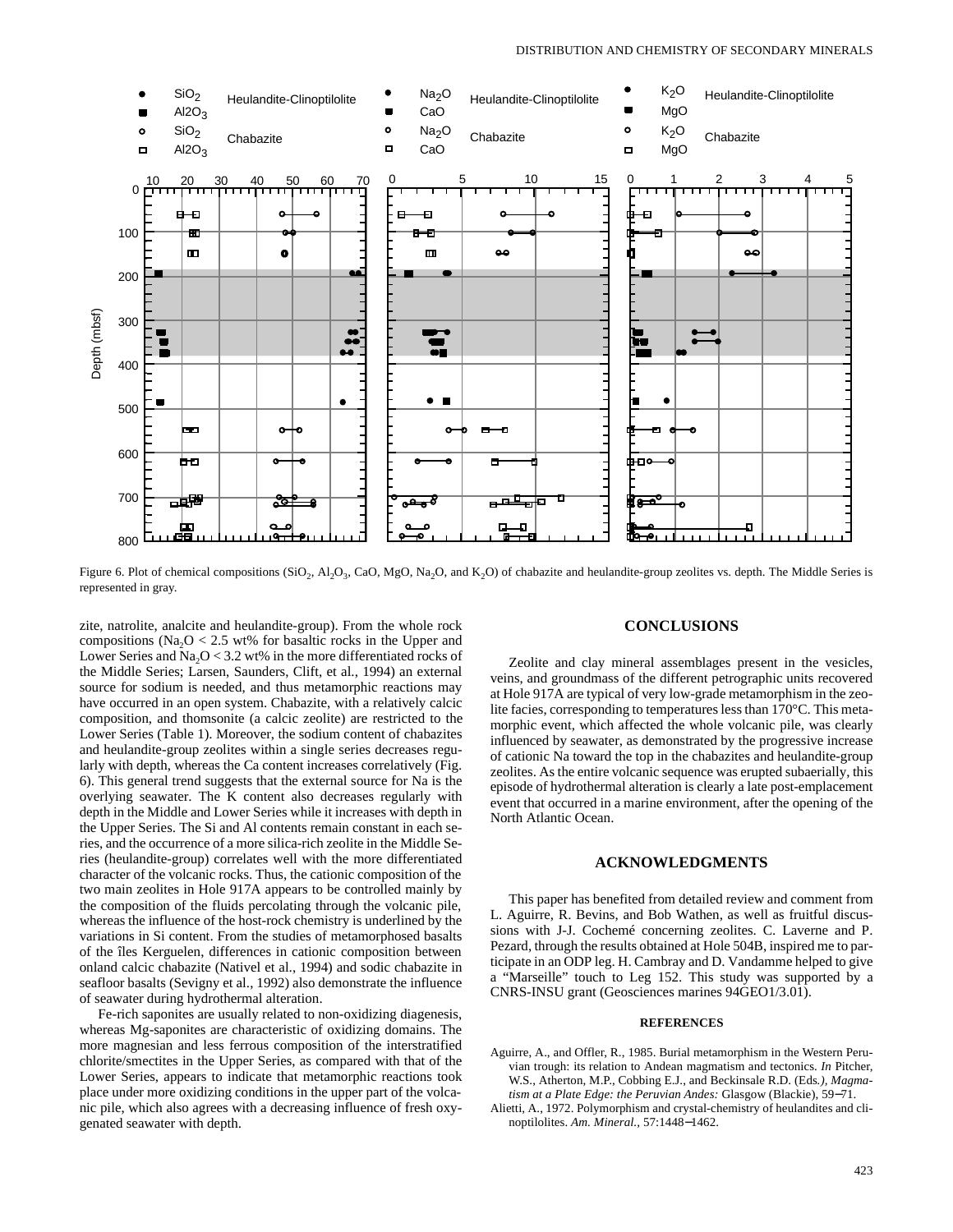Figure 6. Plot of chemical compositions ($SiO_2$, $Al_2O_3$, CaO, MgO, $Na_2O$, and $K_2O$) of chabazite and heulandite-group zeolites vs. depth. The Middle Series is represented in gray.

zite, natrolite, analcite and heulandite-group). From the whole rock compositions ($Na_2O$ < 2.5 wt% for basaltic rocks in the Upper and Lower Series and $Na_2O$ < 3.2 wt% in the more differentiated rocks of the Middle Series; Larsen, Saunders, Clift, et al., 1994) an external source for sodium is needed, and thus metamorphic reactions may have occurred in an open system. Chabazite, with a relatively calcic composition, and thomsonite (a calcic zeolite) are restricted to the Lower Series (Table 1). Moreover, the sodium content of chabazites and heulandite-group zeolites within a single series decreases regularly with depth, whereas the Ca content increases correlatively (Fig. 6). This general trend suggests that the external source for Na is the overlying seawater. The K content also decreases regularly with depth in the Middle and Lower Series while it increases with depth in the Upper Series. The Si and Al contents remain constant in each series, and the occurrence of a more silica-rich zeolite in the Middle Series (heulandite-group) correlates well with the more differentiated character of the volcanic rocks. Thus, the cationic composition of the two main zeolites in Hole 917A appears to be controlled mainly by the composition of the fluids percolating through the volcanic pile, whereas the influence of the host-rock chemistry is underlined by the variations in Si content. From the studies of metamorphosed basalts of the îles Kerguelen, differences in cationic composition between onland calcic chabazite (Nativel et al., 1994) and sodic chabazite in seafloor basalts (Sevigny et al., 1992) also demonstrate the influence of seawater during hydrothermal alteration.

Fe-rich saponites are usually related to non-oxidizing diagenesis, whereas Mg-saponites are characteristic of oxidizing domains. The more magnesian and less ferrous composition of the interstratified chlorite/smectites in the Upper Series, as compared with that of the Lower Series, appears to indicate that metamorphic reactions took place under more oxidizing conditions in the upper part of the volcanic pile, which also agrees with a decreasing influence of fresh oxygenated seawater with depth.

## CONCLUSIONS

Zeolite and clay mineral assemblages present in the vesicles, veins, and groundmass of the different petrographic units recovered at Hole 917A are typical of very low-grade metamorphism in the zeolite facies, corresponding to temperatures less than 170°C. This metamorphic event, which affected the whole volcanic pile, was clearly influenced by seawater, as demonstrated by the progressive increase of cationic Na toward the top in the chabazites and heulandite-group zeolites. As the entire volcanic sequence was erupted subaerially, this episode of hydrothermal alteration is clearly a late post-emplacement event that occurred in a marine environment, after the opening of the North Atlantic Ocean.

## ACKNOWLEDGMENTS

This paper has benefited from detailed review and comment from L. Aguirre, R. Bevins, and Bob Wathen, as well as fruitful discussions with J-J. Cochemé concerning zeolites. C. Laverne and P. Pezard, through the results obtained at Hole 504B, inspired me to participate in an ODP leg. H. Cambray and D. Vandamme helped to give a "Marseille" touch to Leg 152. This study was supported by a CNRS-INSU grant (Geosciences marines 94GEO1/3.01).

### REFERENCES

Aguirre, A., and Offler, R., 1985. Burial metamorphism in the Western Peruvian trough: its relation to Andean magmatism and tectonics. *In* Pitcher, W.S., Atherton, M.P., Cobbing E.J., and Beckinsale R.D. (Eds*.), Magmatism at a Plate Edge: the Peruvian Andes:* Glasgow (Blackie), 59–71.

Alietti, A., 1972. Polymorphism and crystal-chemistry of heulandites and clinoptilolites. *Am. Mineral.,* 57:1448–1462.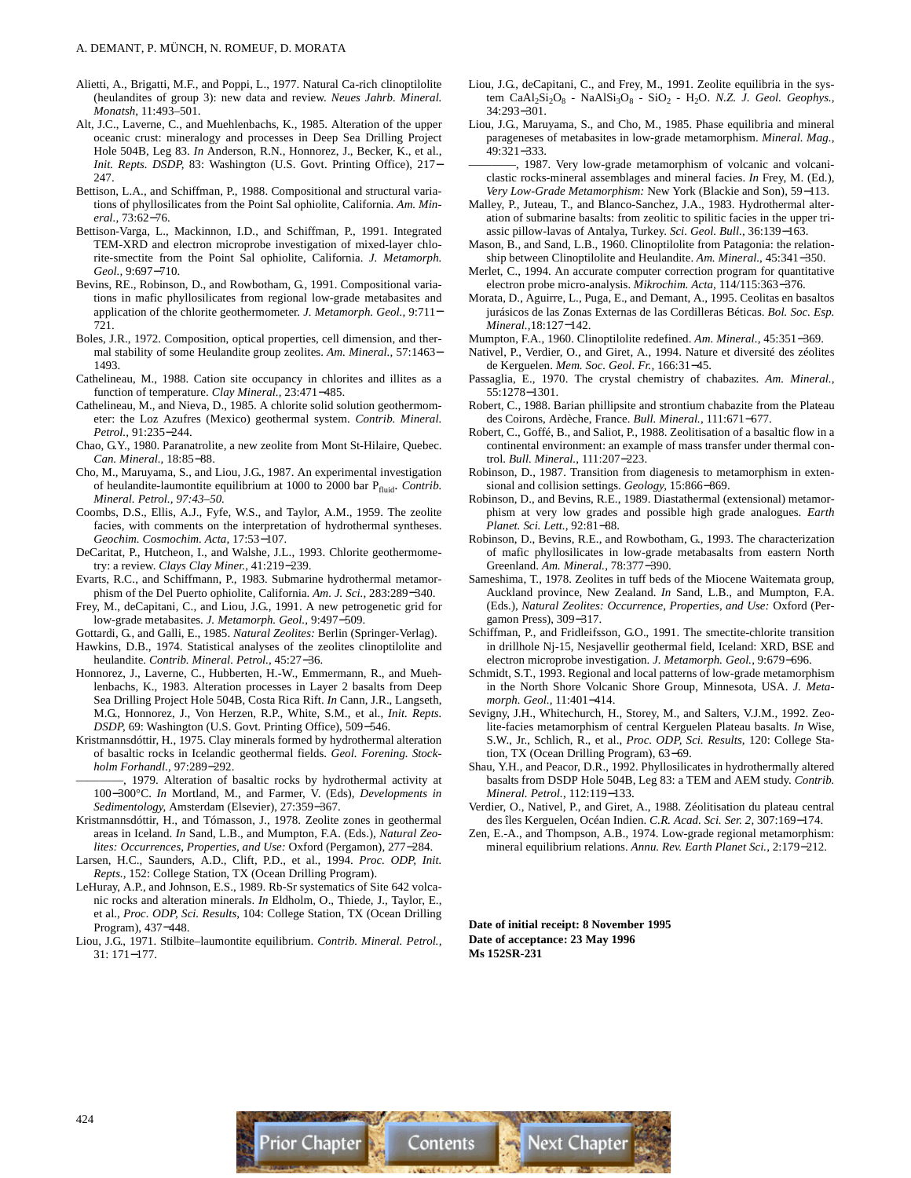Alietti, A., Brigatti, M.F., and Poppi, L., 1977. Natural Ca-rich clinoptilolite (heulandites of group 3): new data and review. *Neues Jahrb. Mineral. Monatsh,* 11:493–501.

Alt, J.C., Laverne, C., and Muehlenbachs, K., 1985. Alteration of the upper oceanic crust: mineralogy and processes in Deep Sea Drilling Project Hole 504B, Leg 83. *In* Anderson, R.N., Honnorez, J., Becker, K., et al., *Init. Repts. DSDP,* 83: Washington (U.S. Govt. Printing Office), 217–247.

Bettison, L.A., and Schiffman, P., 1988. Compositional and structural variations of phyllosilicates from the Point Sal ophiolite, California. *Am. Mineral.,* 73:62–76.

Bettison-Varga, L., Mackinnon, I.D., and Schiffman, P., 1991. Integrated TEM-XRD and electron microprobe investigation of mixed-layer chlorite-smectite from the Point Sal ophiolite, California. *J. Metamorph. Geol.,* 9:697–710.

Bevins, RE., Robinson, D., and Rowbotham, G., 1991. Compositional variations in mafic phyllosilicates from regional low-grade metabasites and application of the chlorite geothermometer. *J. Metamorph. Geol.,* 9:711–721.

Boles, J.R., 1972. Composition, optical properties, cell dimension, and thermal stability of some Heulandite group zeolites. *Am. Mineral.,* 57:1463–1493.

Cathelineau, M., 1988. Cation site occupancy in chlorites and illites as a function of temperature. *Clay Mineral.,* 23:471–485.

Cathelineau, M., and Nieva, D., 1985. A chlorite solid solution geothermometer: the Loz Azufres (Mexico) geothermal system. *Contrib. Mineral. Petrol.,* 91:235–244.

Chao, G.Y., 1980. Paranatrolite, a new zeolite from Mont St-Hilaire, Quebec. *Can. Mineral.,* 18:85–88.

Cho, M., Maruyama, S., and Liou, J.G., 1987. An experimental investigation of heulandite-laumontite equilibrium at 1000 to 2000 bar $P_{fluid}$. *Contrib. Mineral. Petrol., 97:43–50.*

Coombs, D.S., Ellis, A.J., Fyfe, W.S., and Taylor, A.M., 1959. The zeolite facies, with comments on the interpretation of hydrothermal syntheses. *Geochim. Cosmochim. Acta,* 17:53–107.

DeCaritat, P., Hutcheon, I., and Walshe, J.L., 1993. Chlorite geothermometry: a review. *Clays Clay Miner.,* 41:219–239.

Evarts, R.C., and Schiffmann, P., 1983. Submarine hydrothermal metamorphism of the Del Puerto ophiolite, California. *Am. J. Sci.,* 283:289–340.

Frey, M., deCapitani, C., and Liou, J.G., 1991. A new petrogenetic grid for low-grade metabasites. *J. Metamorph. Geol.,* 9:497–509.

Gottardi, G., and Galli, E., 1985. *Natural Zeolites:* Berlin (Springer-Verlag).

Hawkins, D.B., 1974. Statistical analyses of the zeolites clinoptilolite and heulandite. *Contrib. Mineral. Petrol.,* 45:27–36.

Honnorez, J., Laverne, C., Hubberten, H.-W., Emmermann, R., and Muehlenbachs, K., 1983. Alteration processes in Layer 2 basalts from Deep Sea Drilling Project Hole 504B, Costa Rica Rift. *In* Cann, J.R., Langseth, M.G., Honnorez, J., Von Herzen, R.P., White, S.M., et al., *Init. Repts. DSDP,* 69: Washington (U.S. Govt. Printing Office), 509–546.

Kristmannsdóttir, H., 1975. Clay minerals formed by hydrothermal alteration of basaltic rocks in Icelandic geothermal fields. *Geol. Forening. Stockholm Forhandl.,* 97:289–292.

————, 1979. Alteration of basaltic rocks by hydrothermal activity at 100–300°C. *In* Mortland, M., and Farmer, V. (Eds), *Developments in Sedimentology,* Amsterdam (Elsevier), 27:359–367.

Kristmannsdóttir, H., and Tómasson, J., 1978. Zeolite zones in geothermal areas in Iceland. *In* Sand, L.B., and Mumpton, F.A. (Eds.), *Natural Zeolites: Occurrences, Properties, and Use:* Oxford (Pergamon), 277–284.

Larsen, H.C., Saunders, A.D., Clift, P.D., et al., 1994. *Proc. ODP, Init. Repts.,* 152: College Station, TX (Ocean Drilling Program).

LeHuray, A.P., and Johnson, E.S., 1989. Rb-Sr systematics of Site 642 volcanic rocks and alteration minerals. *In* Eldholm, O., Thiede, J., Taylor, E., et al., *Proc. ODP, Sci. Results,* 104: College Station, TX (Ocean Drilling Program), 437–448.

Liou, J.G., 1971. Stilbite–laumontite equilibrium. *Contrib. Mineral. Petrol.,* 31: 171–177.

Liou, J.G., deCapitani, C., and Frey, M., 1991. Zeolite equilibria in the system $CaAl_2Si_2O_8$ - $NaAlSi_3O_8$ - $SiO_2$ - $H_2O$. *N.Z. J. Geol. Geophys.,* 34:293–301.

Liou, J.G., Maruyama, S., and Cho, M., 1985. Phase equilibria and mineral parageneses of metabasites in low-grade metamorphism. *Mineral. Mag.,* 49:321–333.

————, 1987. Very low-grade metamorphism of volcanic and volcaniclastic rocks-mineral assemblages and mineral facies. *In* Frey, M. (Ed.), *Very Low-Grade Metamorphism:* New York (Blackie and Son), 59–113.

Malley, P., Juteau, T., and Blanco-Sanchez, J.A., 1983. Hydrothermal alteration of submarine basalts: from zeolitic to spilitic facies in the upper triassic pillow-lavas of Antalya, Turkey. *Sci. Geol. Bull.,* 36:139–163.

Mason, B., and Sand, L.B., 1960. Clinoptilolite from Patagonia: the relationship between Clinoptilolite and Heulandite. *Am. Mineral.,* 45:341–350.

Merlet, C., 1994. An accurate computer correction program for quantitative electron probe micro-analysis. *Mikrochim. Acta,* 114/115:363–376.

Morata, D., Aguirre, L., Puga, E., and Demant, A., 1995. Ceolitas en basaltos jurásicos de las Zonas Externas de las Cordilleras Béticas. *Bol. Soc. Esp. Mineral.,*18:127–142.

Mumpton, F.A., 1960. Clinoptilolite redefined. *Am. Mineral.,* 45:351–369.

Nativel, P., Verdier, O., and Giret, A., 1994. Nature et diversité des zéolites de Kerguelen. *Mem. Soc. Geol. Fr.,* 166:31–45.

Passaglia, E., 1970. The crystal chemistry of chabazites. *Am. Mineral.,* 55:1278–1301.

Robert, C., 1988. Barian phillipsite and strontium chabazite from the Plateau des Coirons, Ardèche, France. *Bull. Mineral.,* 111:671–677.

Robert, C., Goffé, B., and Saliot, P., 1988. Zeolitisation of a basaltic flow in a continental environment: an example of mass transfer under thermal control. *Bull. Mineral.,* 111:207–223.

Robinson, D., 1987. Transition from diagenesis to metamorphism in extensional and collision settings. *Geology,* 15:866–869.

Robinson, D., and Bevins, R.E., 1989. Diastathermal (extensional) metamorphism at very low grades and possible high grade analogues. *Earth Planet. Sci. Lett.,* 92:81–88.

Robinson, D., Bevins, R.E., and Rowbotham, G., 1993. The characterization of mafic phyllosilicates in low-grade metabasalts from eastern North Greenland. *Am. Mineral.,* 78:377–390.

Sameshima, T., 1978. Zeolites in tuff beds of the Miocene Waitemata group, Auckland province, New Zealand. *In* Sand, L.B., and Mumpton, F.A. (Eds.), *Natural Zeolites: Occurrence, Properties, and Use:* Oxford (Pergamon Press), 309–317.

Schiffman, P., and Fridleifsson, G.O., 1991. The smectite-chlorite transition in drillhole Nj-15, Nesjavellir geothermal field, Iceland: XRD, BSE and electron microprobe investigation. *J. Metamorph. Geol.,* 9:679–696.

Schmidt, S.T., 1993. Regional and local patterns of low-grade metamorphism in the North Shore Volcanic Shore Group, Minnesota, USA. *J. Metamorph. Geol.,* 11:401–414.

Sevigny, J.H., Whitechurch, H., Storey, M., and Salters, V.J.M., 1992. Zeolite-facies metamorphism of central Kerguelen Plateau basalts. *In* Wise, S.W., Jr., Schlich, R., et al., *Proc. ODP, Sci. Results,* 120: College Station, TX (Ocean Drilling Program), 63–69.

Shau, Y.H., and Peacor, D.R., 1992. Phyllosilicates in hydrothermally altered basalts from DSDP Hole 504B, Leg 83: a TEM and AEM study. *Contrib. Mineral. Petrol.,* 112:119–133.

Verdier, O., Nativel, P., and Giret, A., 1988. Zéolitisation du plateau central des îles Kerguelen, Océan Indien. *C.R. Acad. Sci. Ser. 2,* 307:169–174.

Zen, E.-A., and Thompson, A.B., 1974. Low-grade regional metamorphism: mineral equilibrium relations. *Annu. Rev. Earth Planet Sci.,* 2:179–212.

**Date of initial receipt: 8 November 1995**
**Date of acceptance: 23 May 1996**
**Ms 152SR-231**

Prior Chapter | Contents | Next Chapter